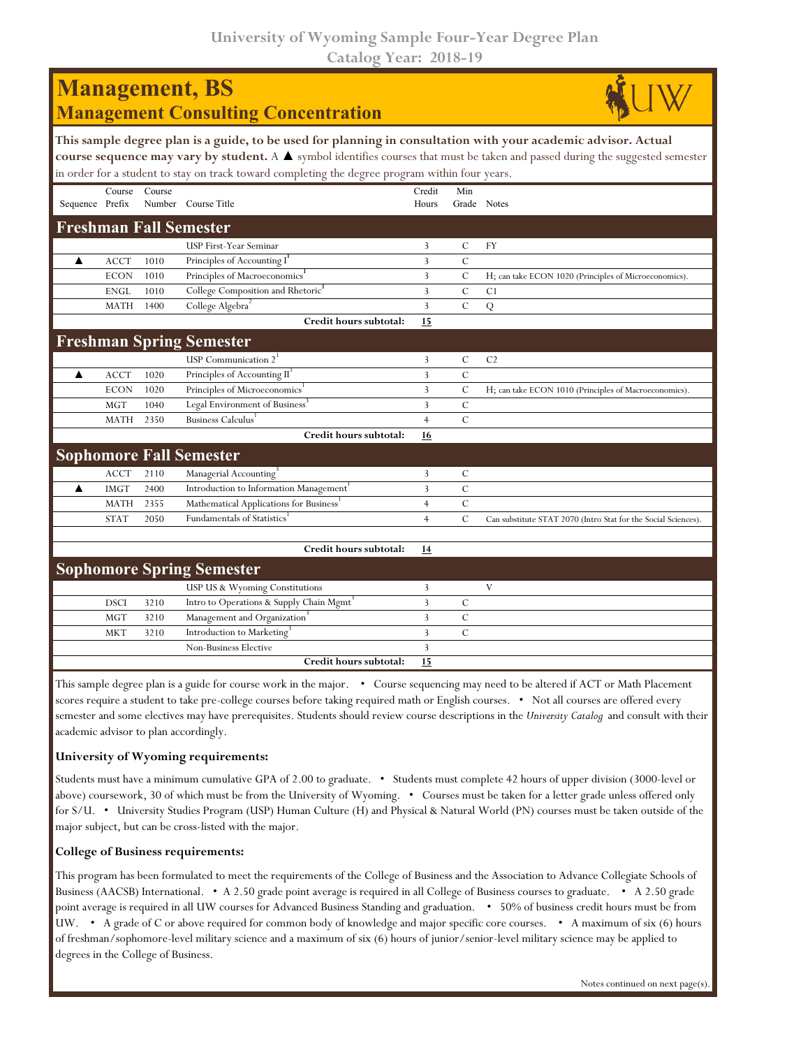# University of Wyoming Sample Four-Year Degree Plan

Catalog Year: 2018-19

## Management, BS

### Management Consulting Concentration

**This sample degree plan is a guide, to be used for planning in consultation with your academic advisor. Actual course sequence may vary by student.** A ▲ symbol identifies courses that must be taken and passed during the suggested semester in order for a student to stay on track toward completing the degree program within four years.

| Sequence | Course Prefix | Course Number | Course Title | Credit Hours | Min Grade | Notes |
|---|---|---|---|---|---|---|
| **Freshman Fall Semester** | | | | | | |
| | | | USP First-Year Seminar | 3 | C | FY |
| ▲ | ACCT | 1010 | Principles of Accounting I[1] | 3 | C | |
| | ECON | 1010 | Principles of Macroeconomics[1] | 3 | C | H; can take ECON 1020 (Principles of Microeconomics). |
| | ENGL | 1010 | College Composition and Rhetoric[1] | 3 | C | C1 |
| | MATH | 1400 | College Algebra[2] | 3 | C | Q |
| | | | **Credit hours subtotal:** | **15** | | |
| **Freshman Spring Semester** | | | | | | |
| | | | USP Communication 2[1] | 3 | C | C2 |
| ▲ | ACCT | 1020 | Principles of Accounting II[1] | 3 | C | |
| | ECON | 1020 | Principles of Microeconomics[1] | 3 | C | H; can take ECON 1010 (Principles of Macroeconomics). |
| | MGT | 1040 | Legal Environment of Business[3] | 3 | C | |
| | MATH | 2350 | Business Calculus[1] | 4 | C | |
| | | | **Credit hours subtotal:** | **16** | | |
| **Sophomore Fall Semester** | | | | | | |
| | ACCT | 2110 | Managerial Accounting[3] | 3 | C | |
| ▲ | IMGT | 2400 | Introduction to Information Management[1] | 3 | C | |
| | MATH | 2355 | Mathematical Applications for Business[1] | 4 | C | |
| | STAT | 2050 | Fundamentals of Statistics[1] | 4 | C | Can substitute STAT 2070 (Intro Stat for the Social Sciences). |
| | | | | | | |
| | | | **Credit hours subtotal:** | **14** | | |
| **Sophomore Spring Semester** | | | | | | |
| | | | USP US & Wyoming Constitutions | 3 | | V |
| | DSCI | 3210 | Intro to Operations & Supply Chain Mgmt[3] | 3 | C | |
| | MGT | 3210 | Management and Organization[3] | 3 | C | |
| | MKT | 3210 | Introduction to Marketing[3] | 3 | C | |
| | | | Non-Business Elective | 3 | | |
| | | | **Credit hours subtotal:** | **15** | | |

This sample degree plan is a guide for course work in the major. • Course sequencing may need to be altered if ACT or Math Placement scores require a student to take pre-college courses before taking required math or English courses. • Not all courses are offered every semester and some electives may have prerequisites. Students should review course descriptions in the *University Catalog* and consult with their academic advisor to plan accordingly.

**University of Wyoming requirements:**

Students must have a minimum cumulative GPA of 2.00 to graduate. • Students must complete 42 hours of upper division (3000-level or above) coursework, 30 of which must be from the University of Wyoming. • Courses must be taken for a letter grade unless offered only for S/U. • University Studies Program (USP) Human Culture (H) and Physical & Natural World (PN) courses must be taken outside of the major subject, but can be cross-listed with the major.

**College of Business requirements:**

This program has been formulated to meet the requirements of the College of Business and the Association to Advance Collegiate Schools of Business (AACSB) International. • A 2.50 grade point average is required in all College of Business courses to graduate. • A 2.50 grade point average is required in all UW courses for Advanced Business Standing and graduation. • 50% of business credit hours must be from UW. • A grade of C or above required for common body of knowledge and major specific core courses. • A maximum of six (6) hours of freshman/sophomore-level military science and a maximum of six (6) hours of junior/senior-level military science may be applied to degrees in the College of Business.

Notes continued on next page(s).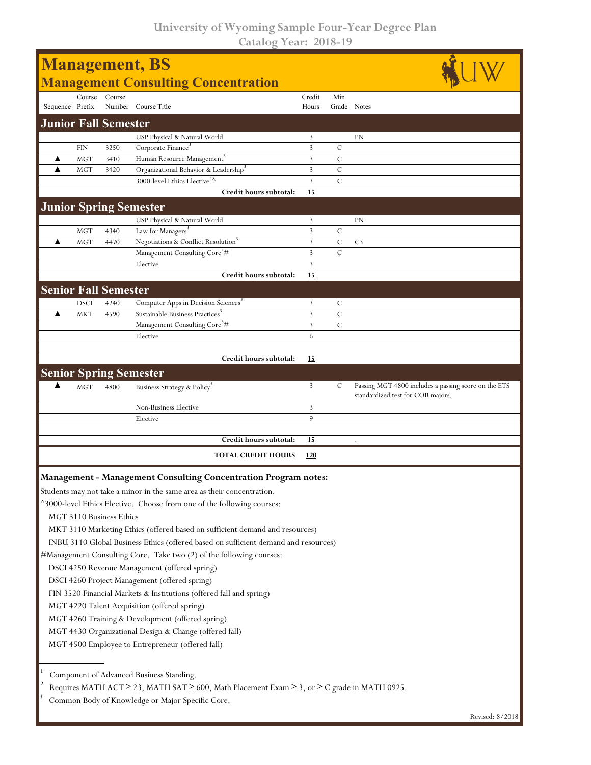University of Wyoming Sample Four-Year Degree Plan
Catalog Year: 2018-19

# Management, BS
## Management Consulting Concentration

| Sequence | Course Prefix | Course Number | Course Title | Credit Hours | Min Grade | Notes |
|---|---|---|---|---|---|---|
| **Junior Fall Semester** | | | | | | |
| | | | USP Physical & Natural World | 3 | | PN |
| | FIN | 3250 | Corporate Finance[3] | 3 | C | |
| ▲ | MGT | 3410 | Human Resource Management[3] | 3 | C | |
| ▲ | MGT | 3420 | Organizational Behavior & Leadership[3] | 3 | C | |
| | | | 3000-level Ethics Elective[3]^ | 3 | C | |
| | | | **Credit hours subtotal:** | **15** | | |
| **Junior Spring Semester** | | | | | | |
| | | | USP Physical & Natural World | 3 | | PN |
| | MGT | 4340 | Law for Managers[3] | 3 | C | |
| ▲ | MGT | 4470 | Negotiations & Conflict Resolution[3] | 3 | C | C3 |
| | | | Management Consulting Core[3]# | 3 | C | |
| | | | Elective | 3 | | |
| | | | **Credit hours subtotal:** | **15** | | |
| **Senior Fall Semester** | | | | | | |
| | DSCI | 4240 | Computer Apps in Decision Sciences[3] | 3 | C | |
| ▲ | MKT | 4590 | Sustainable Business Practices[3] | 3 | C | |
| | | | Management Consulting Core[3]# | 3 | C | |
| | | | Elective | 6 | | |
| | | | **Credit hours subtotal:** | **15** | | |
| **Senior Spring Semester** | | | | | | |
| ▲ | MGT | 4800 | Business Strategy & Policy[3] | 3 | C | Passing MGT 4800 includes a passing score on the ETS standardized test for COB majors. |
| | | | Non-Business Elective | 3 | | |
| | | | Elective | 9 | | |
| | | | **Credit hours subtotal:** | **15** | | . |
| | | | **TOTAL CREDIT HOURS** | **120** | | |

**Management - Management Consulting Concentration Program notes:**

Students may not take a minor in the same area as their concentration.

^3000-level Ethics Elective. Choose from one of the following courses:

- MGT 3110 Business Ethics
- MKT 3110 Marketing Ethics (offered based on sufficient demand and resources)
- INBU 3110 Global Business Ethics (offered based on sufficient demand and resources)

#Management Consulting Core. Take two (2) of the following courses:

- DSCI 4250 Revenue Management (offered spring)
- DSCI 4260 Project Management (offered spring)
- FIN 3520 Financial Markets & Institutions (offered fall and spring)
- MGT 4220 Talent Acquisition (offered spring)
- MGT 4260 Training & Development (offered spring)
- MGT 4430 Organizational Design & Change (offered fall)
- MGT 4500 Employee to Entrepreneur (offered fall)

---

[1] Component of Advanced Business Standing.

[2] Requires MATH ACT ≥ 23, MATH SAT ≥ 600, Math Placement Exam ≥ 3, or ≥ C grade in MATH 0925.

[3] Common Body of Knowledge or Major Specific Core.

Revised: 8/2018